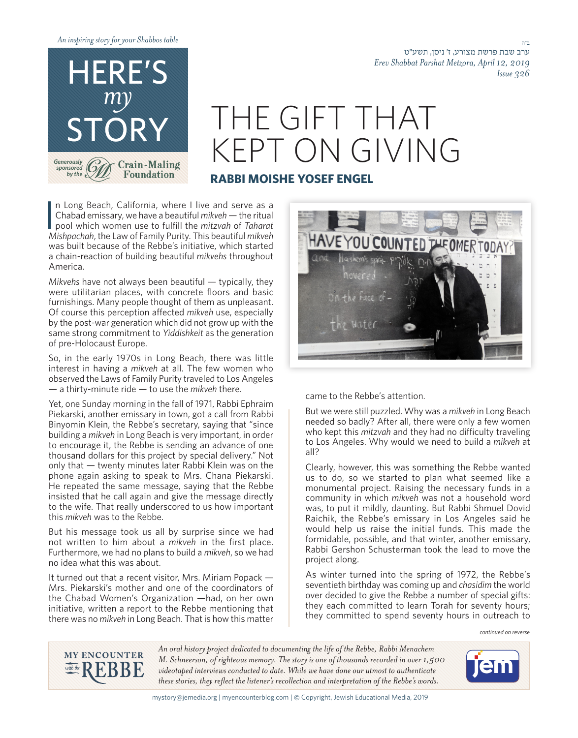*An inspiring story for your Shabbos table*

# HERE'S *my* STORY

Generously sponsored by the Crain-Maling Foundation

ב"ה

ערב שבת פרשת מצורע, ז' ניסן, תשע"ט

*Erev Shabbat Parshat Metzora, April 12, 2019*

*Issue 326*

# THE GIFT THAT KEPT ON GIVING

## RABBI MOISHE YOSEF ENGEL

In Long Beach, California, where I live and serve as a Chabad emissary, we have a beautiful *mikveh* — the ritual pool which women use to fulfill the *mitzvah* of *Taharat Mishpachah*, the Law of Family Purity. This beautiful *mikveh* was built because of the Rebbe's initiative, which started a chain-reaction of building beautiful *mikvehs* throughout America.

*Mikvehs* have not always been beautiful — typically, they were utilitarian places, with concrete floors and basic furnishings. Many people thought of them as unpleasant. Of course this perception affected *mikveh* use, especially by the post-war generation which did not grow up with the same strong commitment to *Yiddishkeit* as the generation of pre-Holocaust Europe.

So, in the early 1970s in Long Beach, there was little interest in having a *mikveh* at all. The few women who observed the Laws of Family Purity traveled to Los Angeles — a thirty-minute ride — to use the *mikveh* there.

Yet, one Sunday morning in the fall of 1971, Rabbi Ephraim Piekarski, another emissary in town, got a call from Rabbi Binyomin Klein, the Rebbe's secretary, saying that "since building a *mikveh* in Long Beach is very important, in order to encourage it, the Rebbe is sending an advance of one thousand dollars for this project by special delivery." Not only that — twenty minutes later Rabbi Klein was on the phone again asking to speak to Mrs. Chana Piekarski. He repeated the same message, saying that the Rebbe insisted that he call again and give the message directly to the wife. That really underscored to us how important this *mikveh* was to the Rebbe.

But his message took us all by surprise since we had not written to him about a *mikveh* in the first place. Furthermore, we had no plans to build a *mikveh*, so we had no idea what this was about.

It turned out that a recent visitor, Mrs. Miriam Popack — Mrs. Piekarski's mother and one of the coordinators of the Chabad Women's Organization —had, on her own initiative, written a report to the Rebbe mentioning that there was no *mikveh* in Long Beach. That is how this matter came to the Rebbe's attention.

But we were still puzzled. Why was a *mikveh* in Long Beach needed so badly? After all, there were only a few women who kept this *mitzvah* and they had no difficulty traveling to Los Angeles. Why would we need to build a *mikveh* at all?

Clearly, however, this was something the Rebbe wanted us to do, so we started to plan what seemed like a monumental project. Raising the necessary funds in a community in which *mikveh* was not a household word was, to put it mildly, daunting. But Rabbi Shmuel Dovid Raichik, the Rebbe's emissary in Los Angeles said he would help us raise the initial funds. This made the formidable, possible, and that winter, another emissary, Rabbi Gershon Schusterman took the lead to move the project along.

As winter turned into the spring of 1972, the Rebbe's seventieth birthday was coming up and *chasidim* the world over decided to give the Rebbe a number of special gifts: they each committed to learn Torah for seventy hours; they committed to spend seventy hours in outreach to

*continued on reverse*

MY ENCOUNTER with the REBBE

*An oral history project dedicated to documenting the life of the Rebbe, Rabbi Menachem M. Schneerson, of righteous memory. The story is one of thousands recorded in over 1,500 videotaped interviews conducted to date. While we have done our utmost to authenticate these stories, they reflect the listener's recollection and interpretation of the Rebbe's words.*

mystory@jemedia.org | myencounterblog.com | © Copyright, Jewish Educational Media, 2019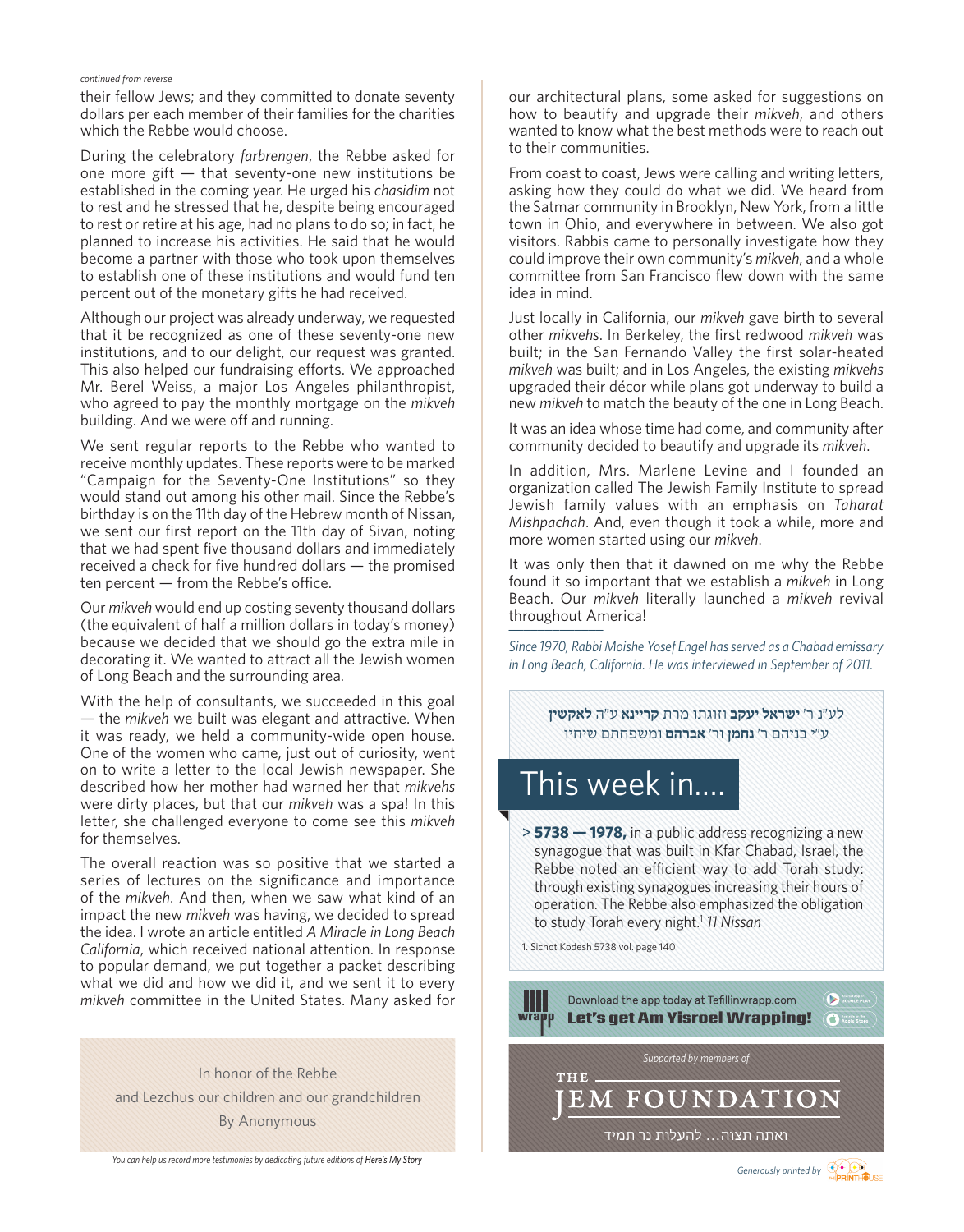*continued from reverse*

their fellow Jews; and they committed to donate seventy dollars per each member of their families for the charities which the Rebbe would choose.

During the celebratory *farbrengen*, the Rebbe asked for one more gift — that seventy-one new institutions be established in the coming year. He urged his *chasidim* not to rest and he stressed that he, despite being encouraged to rest or retire at his age, had no plans to do so; in fact, he planned to increase his activities. He said that he would become a partner with those who took upon themselves to establish one of these institutions and would fund ten percent out of the monetary gifts he had received.

Although our project was already underway, we requested that it be recognized as one of these seventy-one new institutions, and to our delight, our request was granted. This also helped our fundraising efforts. We approached Mr. Berel Weiss, a major Los Angeles philanthropist, who agreed to pay the monthly mortgage on the *mikveh* building. And we were off and running.

We sent regular reports to the Rebbe who wanted to receive monthly updates. These reports were to be marked "Campaign for the Seventy-One Institutions" so they would stand out among his other mail. Since the Rebbe's birthday is on the 11th day of the Hebrew month of Nissan, we sent our first report on the 11th day of Sivan, noting that we had spent five thousand dollars and immediately received a check for five hundred dollars — the promised ten percent — from the Rebbe's office.

Our *mikveh* would end up costing seventy thousand dollars (the equivalent of half a million dollars in today's money) because we decided that we should go the extra mile in decorating it. We wanted to attract all the Jewish women of Long Beach and the surrounding area.

With the help of consultants, we succeeded in this goal — the *mikveh* we built was elegant and attractive. When it was ready, we held a community-wide open house. One of the women who came, just out of curiosity, went on to write a letter to the local Jewish newspaper. She described how her mother had warned her that *mikvehs* were dirty places, but that our *mikveh* was a spa! In this letter, she challenged everyone to come see this *mikveh* for themselves.

The overall reaction was so positive that we started a series of lectures on the significance and importance of the *mikveh*. And then, when we saw what kind of an impact the new *mikveh* was having, we decided to spread the idea. I wrote an article entitled *A Miracle in Long Beach California*, which received national attention. In response to popular demand, we put together a packet describing what we did and how we did it, and we sent it to every *mikveh* committee in the United States. Many asked for our architectural plans, some asked for suggestions on how to beautify and upgrade their *mikveh*, and others wanted to know what the best methods were to reach out to their communities.

From coast to coast, Jews were calling and writing letters, asking how they could do what we did. We heard from the Satmar community in Brooklyn, New York, from a little town in Ohio, and everywhere in between. We also got visitors. Rabbis came to personally investigate how they could improve their own community's *mikveh*, and a whole committee from San Francisco flew down with the same idea in mind.

Just locally in California, our *mikveh* gave birth to several other *mikvehs*. In Berkeley, the first redwood *mikveh* was built; in the San Fernando Valley the first solar-heated *mikveh* was built; and in Los Angeles, the existing *mikvehs* upgraded their décor while plans got underway to build a new *mikveh* to match the beauty of the one in Long Beach.

It was an idea whose time had come, and community after community decided to beautify and upgrade its *mikveh*.

In addition, Mrs. Marlene Levine and I founded an organization called The Jewish Family Institute to spread Jewish family values with an emphasis on *Taharat Mishpachah*. And, even though it took a while, more and more women started using our *mikveh*.

It was only then that it dawned on me why the Rebbe found it so important that we establish a *mikveh* in Long Beach. Our *mikveh* literally launched a *mikveh* revival throughout America!

*Since 1970, Rabbi Moishe Yosef Engel has served as a Chabad emissary in Long Beach, California. He was interviewed in September of 2011.*

In honor of the Rebbe
and Lezchus our children and our grandchildren
By Anonymous

*You can help us record more testimonies by dedicating future editions of* ***Here's My Story***

לע"נ ר' **ישראל יעקב** וזוגתו מרת **קריינא** ע"ה **לאקשין**
ע"י בניהם ר' **נחמן** ור' **אברהם** ומשפחתם שיחיו

## This week in....

> **5738 — 1978,** in a public address recognizing a new synagogue that was built in Kfar Chabad, Israel, the Rebbe noted an efficient way to add Torah study: through existing synagogues increasing their hours of operation. The Rebbe also emphasized the obligation to study Torah every night.[1] *11 Nissan*

1. Sichot Kodesh 5738 vol. page 140

Download the app today at Tefillinwrapp.com
**Let's get Am Yisroel Wrapping!**

*Supported by members of*
THE JEM FOUNDATION
ואתה תצוה... להעלות נר תמיד

*Generously printed by* The Print House